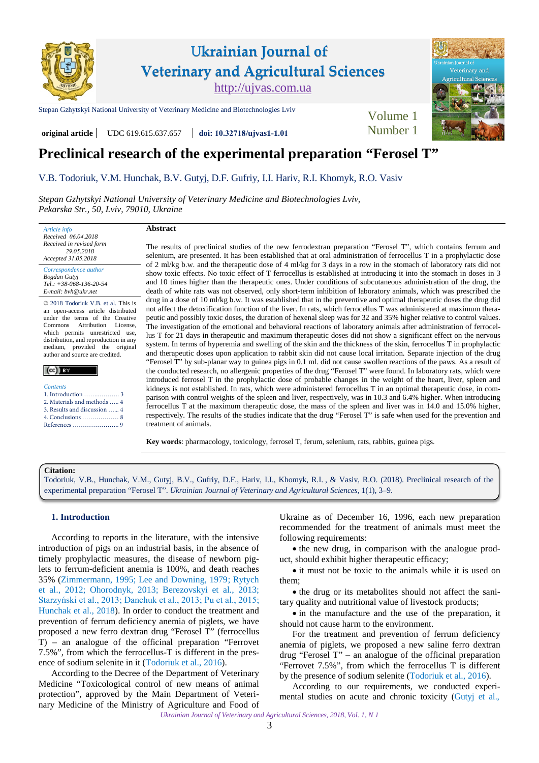# Ukrainian Journal of Veterinary and Agricultural Sciences

http://ujvas.com.ua

Stepan Gzhytskyi National University of Veterinary Medicine and Biotechnologies Lviv

**original article** | UDC 619.615.637.657 | **doi: 10.32718/ujvas1-1.01**

# Preclinical research of the experimental preparation "Ferosel T"

V.B. Todoriuk, V.M. Hunchak, B.V. Gutyj, D.F. Gufriy, I.I. Hariv, R.I. Khomyk, R.O. Vasiv

*Stepan Gzhytskyi National University of Veterinary Medicine and Biotechnologies Lviv, Pekarska Str., 50, Lviv, 79010, Ukraine*

*Article info*
*Received 06.04.2018*
*Received in revised form 29.05.2018*
*Accepted 31.05.2018*

*Correspondence author*
*Bogdan Gutyj*
*Tel.: +38-068-136-20-54*
*E-mail: bvh@ukr.net*

© 2018 Todoriuk V.B. et al. This is an open-access article distributed under the terms of the Creative Commons Attribution License, which permits unrestricted use, distribution, and reproduction in any medium, provided the original author and source are credited.

*Contents*
1. Introduction ……………… 3
2. Materials and methods ….. 4
3. Results and discussion …... 4
4. Conclusions ……………… 8
References ………………….. 9

**Abstract**

The results of preclinical studies of the new ferrodextran preparation "Ferosel T", which contains ferrum and selenium, are presented. It has been established that at oral administration of ferrocellus T in a prophylactic dose of 2 ml/kg b.w. and the therapeutic dose of 4 ml/kg for 3 days in a row in the stomach of laboratory rats did not show toxic effects. No toxic effect of T ferrocellus is established at introducing it into the stomach in doses in 3 and 10 times higher than the therapeutic ones. Under conditions of subcutaneous administration of the drug, the death of white rats was not observed, only short-term inhibition of laboratory animals, which was prescribed the drug in a dose of 10 ml/kg b.w. It was established that in the preventive and optimal therapeutic doses the drug did not affect the detoxification function of the liver. In rats, which ferrocellus T was administered at maximum therapeutic and possibly toxic doses, the duration of hexenal sleep was for 32 and 35% higher relative to control values. The investigation of the emotional and behavioral reactions of laboratory animals after administration of ferrocellus T for 21 days in therapeutic and maximum therapeutic doses did not show a significant effect on the nervous system. In terms of hyperemia and swelling of the skin and the thickness of the skin, ferrocellus T in prophylactic and therapeutic doses upon application to rabbit skin did not cause local irritation. Separate injection of the drug "Ferosel T" by sub-planar way to guinea pigs in 0.1 ml. did not cause swollen reactions of the paws. As a result of the conducted research, no allergenic properties of the drug "Ferosel T" were found. In laboratory rats, which were introduced ferrosel T in the prophylactic dose of probable changes in the weight of the heart, liver, spleen and kidneys is not established. In rats, which were administered ferrocellus T in an optimal therapeutic dose, in comparison with control weights of the spleen and liver, respectively, was in 10.3 and 6.4% higher. When introducing ferrocellus T at the maximum therapeutic dose, the mass of the spleen and liver was in 14.0 and 15.0% higher, respectively. The results of the studies indicate that the drug "Ferosel T" is safe when used for the prevention and treatment of animals.

**Key words**: pharmacology, toxicology, ferrosel T, ferum, selenium, rats, rabbits, guinea pigs.

**Citation:**
Todoriuk, V.B., Hunchak, V.M., Gutyj, B.V., Gufriy, D.F., Hariv, I.I., Khomyk, R.I. , & Vasiv, R.O. (2018). Preclinical research of the experimental preparation "Ferosel T". *Ukrainian Journal of Veterinary and Agricultural Sciences*, 1(1), 3–9.

## 1. Introduction

According to reports in the literature, with the intensive introduction of pigs on an industrial basis, in the absence of timely prophylactic measures, the disease of newborn piglets to ferrum-deficient anemia is 100%, and death reaches 35% (Zimmermann, 1995; Lee and Downing, 1979; Rytych et al., 2012; Ohorodnyk, 2013; Berezovskyi et al., 2013; Starzyński et al., 2013; Danchuk et al., 2013; Pu et al., 2015; Hunchak et al., 2018). In order to conduct the treatment and prevention of ferrum deficiency anemia of piglets, we have proposed a new ferro dextran drug "Ferosel T" (ferrocellus T) – an analogue of the officinal preparation "Ferrovet 7.5%", from which the ferrocellus-T is different in the presence of sodium selenite in it (Todoriuk et al., 2016).

According to the Decree of the Department of Veterinary Medicine "Toxicological control of new means of animal protection", approved by the Main Department of Veterinary Medicine of the Ministry of Agriculture and Food of Ukraine as of December 16, 1996, each new preparation recommended for the treatment of animals must meet the following requirements:

- the new drug, in comparison with the analogue product, should exhibit higher therapeutic efficacy;
- it must not be toxic to the animals while it is used on them;
- the drug or its metabolites should not affect the sanitary quality and nutritional value of livestock products;
- in the manufacture and the use of the preparation, it should not cause harm to the environment.

For the treatment and prevention of ferrum deficiency anemia of piglets, we proposed a new saline ferro dextran drug "Ferosel T" – an analogue of the officinal preparation "Ferrovet 7.5%", from which the ferrocellus T is different by the presence of sodium selenite (Todoriuk et al., 2016).

According to our requirements, we conducted experimental studies on acute and chronic toxicity (Gutyj et al.,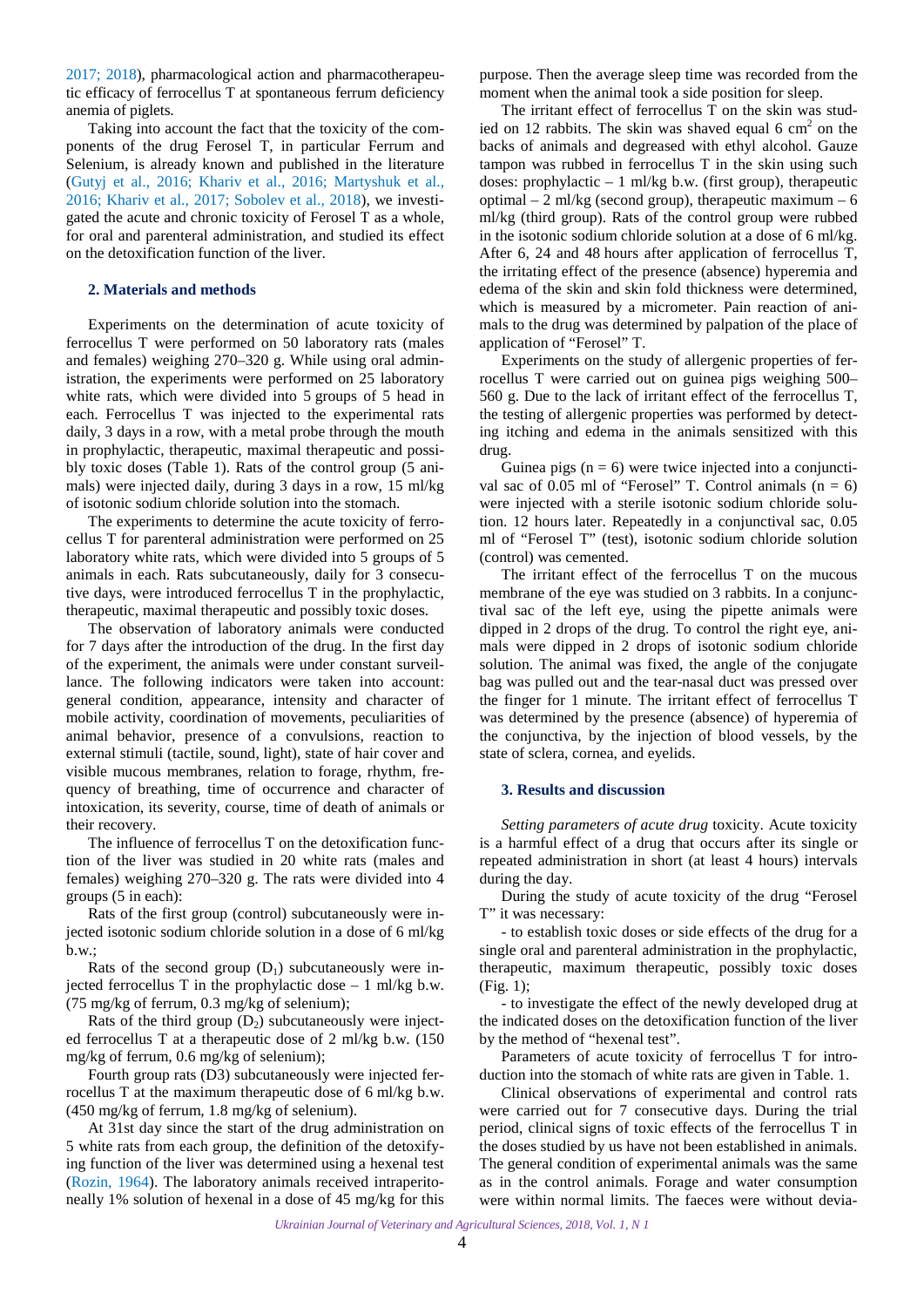2017; 2018), pharmacological action and pharmacotherapeutic efficacy of ferrocellus T at spontaneous ferrum deficiency anemia of piglets.

Taking into account the fact that the toxicity of the components of the drug Ferosel T, in particular Ferrum and Selenium, is already known and published in the literature (Gutyj et al., 2016; Khariv et al., 2016; Martyshuk et al., 2016; Khariv et al., 2017; Sobolev et al., 2018), we investigated the acute and chronic toxicity of Ferosel T as a whole, for oral and parenteral administration, and studied its effect on the detoxification function of the liver.

## 2. Materials and methods

Experiments on the determination of acute toxicity of ferrocellus T were performed on 50 laboratory rats (males and females) weighing 270–320 g. While using oral administration, the experiments were performed on 25 laboratory white rats, which were divided into 5 groups of 5 head in each. Ferrocellus T was injected to the experimental rats daily, 3 days in a row, with a metal probe through the mouth in prophylactic, therapeutic, maximal therapeutic and possibly toxic doses (Table 1). Rats of the control group (5 animals) were injected daily, during 3 days in a row, 15 ml/kg of isotonic sodium chloride solution into the stomach.

The experiments to determine the acute toxicity of ferrocellus T for parenteral administration were performed on 25 laboratory white rats, which were divided into 5 groups of 5 animals in each. Rats subcutaneously, daily for 3 consecutive days, were introduced ferrocellus T in the prophylactic, therapeutic, maximal therapeutic and possibly toxic doses.

The observation of laboratory animals were conducted for 7 days after the introduction of the drug. In the first day of the experiment, the animals were under constant surveillance. The following indicators were taken into account: general condition, appearance, intensity and character of mobile activity, coordination of movements, peculiarities of animal behavior, presence of a convulsions, reaction to external stimuli (tactile, sound, light), state of hair cover and visible mucous membranes, relation to forage, rhythm, frequency of breathing, time of occurrence and character of intoxication, its severity, course, time of death of animals or their recovery.

The influence of ferrocellus T on the detoxification function of the liver was studied in 20 white rats (males and females) weighing 270–320 g. The rats were divided into 4 groups (5 in each):

Rats of the first group (control) subcutaneously were injected isotonic sodium chloride solution in a dose of 6 ml/kg b.w.;

Rats of the second group ($D_1$) subcutaneously were injected ferrocellus T in the prophylactic dose – 1 ml/kg b.w. (75 mg/kg of ferrum, 0.3 mg/kg of selenium);

Rats of the third group ($D_2$) subcutaneously were injected ferrocellus T at a therapeutic dose of 2 ml/kg b.w. (150 mg/kg of ferrum, 0.6 mg/kg of selenium);

Fourth group rats (D3) subcutaneously were injected ferrocellus T at the maximum therapeutic dose of 6 ml/kg b.w. (450 mg/kg of ferrum, 1.8 mg/kg of selenium).

At 31st day since the start of the drug administration on 5 white rats from each group, the definition of the detoxifying function of the liver was determined using a hexenal test (Rozin, 1964). The laboratory animals received intraperitoneally 1% solution of hexenal in a dose of 45 mg/kg for this purpose. Then the average sleep time was recorded from the moment when the animal took a side position for sleep.

The irritant effect of ferrocellus T on the skin was studied on 12 rabbits. The skin was shaved equal 6 $cm^2$ on the backs of animals and degreased with ethyl alcohol. Gauze tampon was rubbed in ferrocellus T in the skin using such doses: prophylactic – 1 ml/kg b.w. (first group), therapeutic optimal – 2 ml/kg (second group), therapeutic maximum – 6 ml/kg (third group). Rats of the control group were rubbed in the isotonic sodium chloride solution at a dose of 6 ml/kg. After 6, 24 and 48 hours after application of ferrocellus T, the irritating effect of the presence (absence) hyperemia and edema of the skin and skin fold thickness were determined, which is measured by a micrometer. Pain reaction of animals to the drug was determined by palpation of the place of application of "Ferosel" T.

Experiments on the study of allergenic properties of ferrocellus T were carried out on guinea pigs weighing 500–560 g. Due to the lack of irritant effect of the ferrocellus T, the testing of allergenic properties was performed by detecting itching and edema in the animals sensitized with this drug.

Guinea pigs (n = 6) were twice injected into a conjunctival sac of 0.05 ml of "Ferosel" T. Control animals (n = 6) were injected with a sterile isotonic sodium chloride solution. 12 hours later. Repeatedly in a conjunctival sac, 0.05 ml of "Ferosel T" (test), isotonic sodium chloride solution (control) was cemented.

The irritant effect of the ferrocellus T on the mucous membrane of the eye was studied on 3 rabbits. In a conjunctival sac of the left eye, using the pipette animals were dipped in 2 drops of the drug. To control the right eye, animals were dipped in 2 drops of isotonic sodium chloride solution. The animal was fixed, the angle of the conjugate bag was pulled out and the tear-nasal duct was pressed over the finger for 1 minute. The irritant effect of ferrocellus T was determined by the presence (absence) of hyperemia of the conjunctiva, by the injection of blood vessels, by the state of sclera, cornea, and eyelids.

## 3. Results and discussion

*Setting parameters of acute drug* toxicity. Acute toxicity is a harmful effect of a drug that occurs after its single or repeated administration in short (at least 4 hours) intervals during the day.

During the study of acute toxicity of the drug "Ferosel T" it was necessary:

- to establish toxic doses or side effects of the drug for a single oral and parenteral administration in the prophylactic, therapeutic, maximum therapeutic, possibly toxic doses (Fig. 1);

- to investigate the effect of the newly developed drug at the indicated doses on the detoxification function of the liver by the method of "hexenal test".

Parameters of acute toxicity of ferrocellus T for introduction into the stomach of white rats are given in Table. 1.

Clinical observations of experimental and control rats were carried out for 7 consecutive days. During the trial period, clinical signs of toxic effects of the ferrocellus T in the doses studied by us have not been established in animals. The general condition of experimental animals was the same as in the control animals. Forage and water consumption were within normal limits. The faeces were without devia-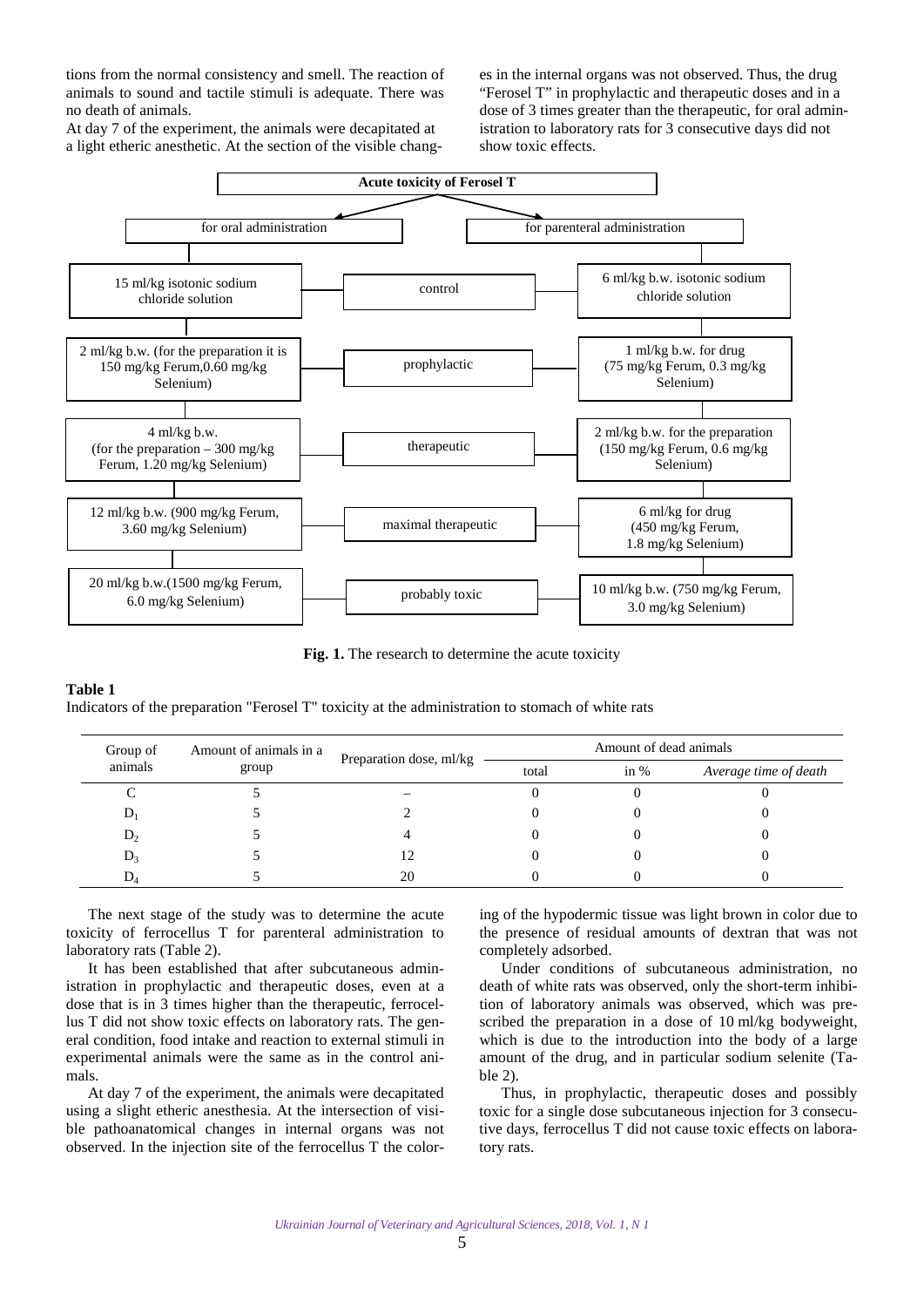tions from the normal consistency and smell. The reaction of animals to sound and tactile stimuli is adequate. There was no death of animals.

At day 7 of the experiment, the animals were decapitated at a light etheric anesthetic. At the section of the visible changes in the internal organs was not observed. Thus, the drug "Ferosel T" in prophylactic and therapeutic doses and in a dose of 3 times greater than the therapeutic, for oral administration to laboratory rats for 3 consecutive days did not show toxic effects.

**Acute toxicity of Ferosel T**

| for oral administration | | for parenteral administration |
|---|---|---|
| 15 ml/kg isotonic sodium chloride solution | control | 6 ml/kg b.w. isotonic sodium chloride solution |
| 2 ml/kg b.w. (for the preparation it is 150 mg/kg Ferum,0.60 mg/kg Selenium) | prophylactic | 1 ml/kg b.w. for drug (75 mg/kg Ferum, 0.3 mg/kg Selenium) |
| 4 ml/kg b.w. (for the preparation – 300 mg/kg Ferum, 1.20 mg/kg Selenium) | therapeutic | 2 ml/kg b.w. for the preparation (150 mg/kg Ferum, 0.6 mg/kg Selenium) |
| 12 ml/kg b.w. (900 mg/kg Ferum, 3.60 mg/kg Selenium) | maximal therapeutic | 6 ml/kg for drug (450 mg/kg Ferum, 1.8 mg/kg Selenium) |
| 20 ml/kg b.w.(1500 mg/kg Ferum, 6.0 mg/kg Selenium) | probably toxic | 10 ml/kg b.w. (750 mg/kg Ferum, 3.0 mg/kg Selenium) |

**Fig. 1.** The research to determine the acute toxicity

**Table 1**
Indicators of the preparation "Ferosel T" toxicity at the administration to stomach of white rats

| Group of animals | Amount of animals in a group | Preparation dose, ml/kg | Amount of dead animals | | |
|---|---|---|---|---|---|
| | | | total | in % | *Average time of death* |
| C | 5 | – | 0 | 0 | 0 |
| $D_1$ | 5 | 2 | 0 | 0 | 0 |
| $D_2$ | 5 | 4 | 0 | 0 | 0 |
| $D_3$ | 5 | 12 | 0 | 0 | 0 |
| $D_4$ | 5 | 20 | 0 | 0 | 0 |

The next stage of the study was to determine the acute toxicity of ferrocellus T for parenteral administration to laboratory rats (Table 2).

It has been established that after subcutaneous administration in prophylactic and therapeutic doses, even at a dose that is in 3 times higher than the therapeutic, ferrocellus T did not show toxic effects on laboratory rats. The general condition, food intake and reaction to external stimuli in experimental animals were the same as in the control animals.

At day 7 of the experiment, the animals were decapitated using a slight etheric anesthesia. At the intersection of visible pathoanatomical changes in internal organs was not observed. In the injection site of the ferrocellus T the coloring of the hypodermic tissue was light brown in color due to the presence of residual amounts of dextran that was not completely adsorbed.

Under conditions of subcutaneous administration, no death of white rats was observed, only the short-term inhibition of laboratory animals was observed, which was prescribed the preparation in a dose of 10 ml/kg bodyweight, which is due to the introduction into the body of a large amount of the drug, and in particular sodium selenite (Table 2).

Thus, in prophylactic, therapeutic doses and possibly toxic for a single dose subcutaneous injection for 3 consecutive days, ferrocellus T did not cause toxic effects on laboratory rats.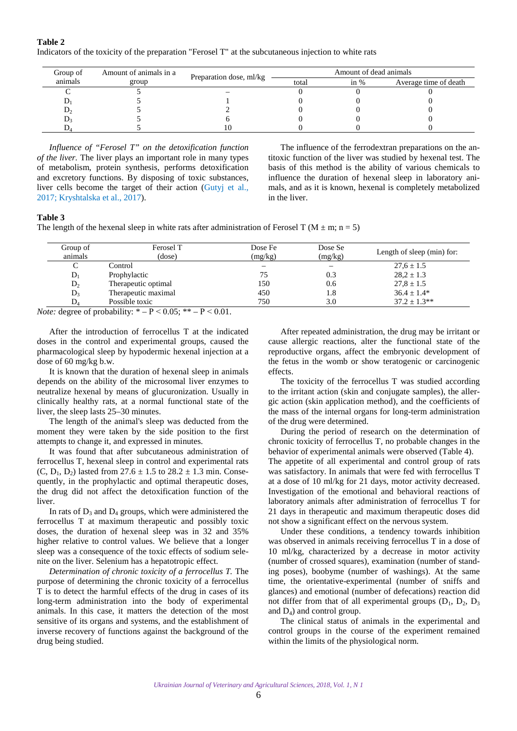**Table 2**
Indicators of the toxicity of the preparation "Ferosel T" at the subcutaneous injection to white rats

| Group of animals | Amount of animals in a group | Preparation dose, ml/kg | Amount of dead animals | | |
|---|---|---|---|---|---|
| | | | total | in % | Average time of death |
| C | 5 | – | 0 | 0 | 0 |
| $D_1$ | 5 | 1 | 0 | 0 | 0 |
| $D_2$ | 5 | 2 | 0 | 0 | 0 |
| $D_3$ | 5 | 6 | 0 | 0 | 0 |
| $D_4$ | 5 | 10 | 0 | 0 | 0 |

*Influence of "Ferosel T" on the detoxification function of the liver.* The liver plays an important role in many types of metabolism, protein synthesis, performs detoxification and excretory functions. By disposing of toxic substances, liver cells become the target of their action (Gutyj et al., 2017; Kryshtalska et al., 2017).

The influence of the ferrodextran preparations on the antitoxic function of the liver was studied by hexenal test. The basis of this method is the ability of various chemicals to influence the duration of hexenal sleep in laboratory animals, and as it is known, hexenal is completely metabolized in the liver.

**Table 3**
The length of the hexenal sleep in white rats after administration of Ferosel T ($M \pm m$; $n = 5$)

| Group of animals | Ferosel T (dose) | Dose Fe (mg/kg) | Dose Se (mg/kg) | Length of sleep (min) for: |
|---|---|---|---|---|
| C | Control | – | – | $27{,}6 \pm 1.5$ |
| $D_1$ | Prophylactic | 75 | 0.3 | $28{,}2 \pm 1.3$ |
| $D_2$ | Therapeutic optimal | 150 | 0.6 | $27{,}8 \pm 1.5$ |
| $D_3$ | Therapeutic maximal | 450 | 1.8 | $36.4 \pm 1.4$* |
| $D_4$ | Possible toxic | 750 | 3.0 | $37.2 \pm 1.3$** |

*Note:* degree of probability: * – $P < 0.05$; ** – $P < 0.01$.

After the introduction of ferrocellus T at the indicated doses in the control and experimental groups, caused the pharmacological sleep by hypodermic hexenal injection at a dose of 60 mg/kg b.w.

It is known that the duration of hexenal sleep in animals depends on the ability of the microsomal liver enzymes to neutralize hexenal by means of glucuronization. Usually in clinically healthy rats, at a normal functional state of the liver, the sleep lasts 25–30 minutes.

The length of the animal's sleep was deducted from the moment they were taken by the side position to the first attempts to change it, and expressed in minutes.

It was found that after subcutaneous administration of ferrocellus T, hexenal sleep in control and experimental rats (C, $D_1$, $D_2$) lasted from $27.6 \pm 1.5$ to $28.2 \pm 1.3$ min. Consequently, in the prophylactic and optimal therapeutic doses, the drug did not affect the detoxification function of the liver.

In rats of $D_3$ and $D_4$ groups, which were administered the ferrocellus T at maximum therapeutic and possibly toxic doses, the duration of hexenal sleep was in 32 and 35% higher relative to control values. We believe that a longer sleep was a consequence of the toxic effects of sodium selenite on the liver. Selenium has a hepatotropic effect.

*Determination of chronic toxicity of a ferrocellus T.* The purpose of determining the chronic toxicity of a ferrocellus T is to detect the harmful effects of the drug in cases of its long-term administration into the body of experimental animals. In this case, it matters the detection of the most sensitive of its organs and systems, and the establishment of inverse recovery of functions against the background of the drug being studied.

After repeated administration, the drug may be irritant or cause allergic reactions, alter the functional state of the reproductive organs, affect the embryonic development of the fetus in the womb or show teratogenic or carcinogenic effects.

The toxicity of the ferrocellus T was studied according to the irritant action (skin and conjugate samples), the allergic action (skin application method), and the coefficients of the mass of the internal organs for long-term administration of the drug were determined.

During the period of research on the determination of chronic toxicity of ferrocellus T, no probable changes in the behavior of experimental animals were observed (Table 4). The appetite of all experimental and control group of rats was satisfactory. In animals that were fed with ferrocellus T at a dose of 10 ml/kg for 21 days, motor activity decreased. Investigation of the emotional and behavioral reactions of laboratory animals after administration of ferrocellus T for 21 days in therapeutic and maximum therapeutic doses did not show a significant effect on the nervous system.

Under these conditions, a tendency towards inhibition was observed in animals receiving ferrocellus T in a dose of 10 ml/kg, characterized by a decrease in motor activity (number of crossed squares), examination (number of standing poses), boobyme (number of washings). At the same time, the orientative-experimental (number of sniffs and glances) and emotional (number of defecations) reaction did not differ from that of all experimental groups ($D_1$, $D_2$, $D_3$ and $D_4$) and control group.

The clinical status of animals in the experimental and control groups in the course of the experiment remained within the limits of the physiological norm.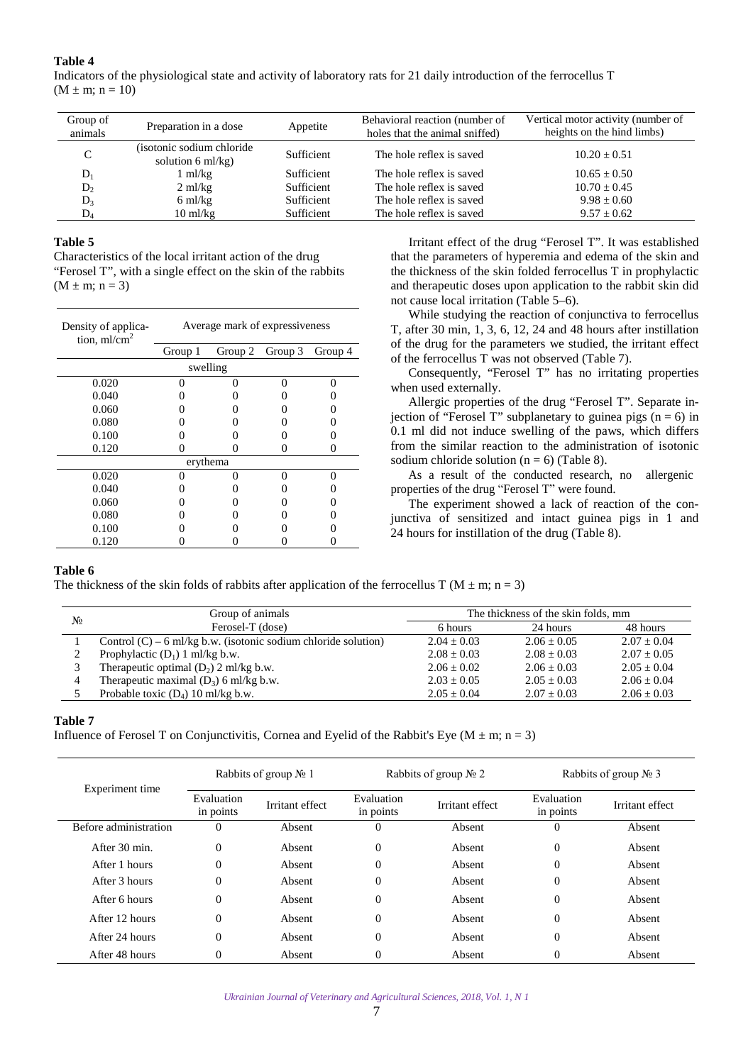**Table 4**

Indicators of the physiological state and activity of laboratory rats for 21 daily introduction of the ferrocellus T ($M \pm m$; n = 10)

| Group of animals | Preparation in a dose | Appetite | Behavioral reaction (number of holes that the animal sniffed) | Vertical motor activity (number of heights on the hind limbs) |
|---|---|---|---|---|
| C | (isotonic sodium chloride solution 6 ml/kg) | Sufficient | The hole reflex is saved | $10.20 \pm 0.51$ |
| $D_1$ | 1 ml/kg | Sufficient | The hole reflex is saved | $10.65 \pm 0.50$ |
| $D_2$ | 2 ml/kg | Sufficient | The hole reflex is saved | $10.70 \pm 0.45$ |
| $D_3$ | 6 ml/kg | Sufficient | The hole reflex is saved | $9.98 \pm 0.60$ |
| $D_4$ | 10 ml/kg | Sufficient | The hole reflex is saved | $9.57 \pm 0.62$ |

**Table 5**

Characteristics of the local irritant action of the drug "Ferosel T", with a single effect on the skin of the rabbits ($M \pm m$; n = 3)

| Density of application, ml/cm$^2$ | Average mark of expressiveness | | | |
|---|---|---|---|---|
| | Group 1 | Group 2 | Group 3 | Group 4 |
| swelling | | | | |
| 0.020 | 0 | 0 | 0 | 0 |
| 0.040 | 0 | 0 | 0 | 0 |
| 0.060 | 0 | 0 | 0 | 0 |
| 0.080 | 0 | 0 | 0 | 0 |
| 0.100 | 0 | 0 | 0 | 0 |
| 0.120 | 0 | 0 | 0 | 0 |
| erythema | | | | |
| 0.020 | 0 | 0 | 0 | 0 |
| 0.040 | 0 | 0 | 0 | 0 |
| 0.060 | 0 | 0 | 0 | 0 |
| 0.080 | 0 | 0 | 0 | 0 |
| 0.100 | 0 | 0 | 0 | 0 |
| 0.120 | 0 | 0 | 0 | 0 |

Irritant effect of the drug "Ferosel T". It was established that the parameters of hyperemia and edema of the skin and the thickness of the skin folded ferrocellus T in prophylactic and therapeutic doses upon application to the rabbit skin did not cause local irritation (Table 5–6).

While studying the reaction of conjunctiva to ferrocellus T, after 30 min, 1, 3, 6, 12, 24 and 48 hours after instillation of the drug for the parameters we studied, the irritant effect of the ferrocellus T was not observed (Table 7).

Consequently, "Ferosel T" has no irritating properties when used externally.

Allergic properties of the drug "Ferosel T". Separate injection of "Ferosel T" subplanetary to guinea pigs (n = 6) in 0.1 ml did not induce swelling of the paws, which differs from the similar reaction to the administration of isotonic sodium chloride solution (n = 6) (Table 8).

As a result of the conducted research, no allergenic properties of the drug "Ferosel T" were found.

The experiment showed a lack of reaction of the conjunctiva of sensitized and intact guinea pigs in 1 and 24 hours for instillation of the drug (Table 8).

**Table 6**

The thickness of the skin folds of rabbits after application of the ferrocellus T ($M \pm m$; n = 3)

| № | Group of animals Ferosel-T (dose) | The thickness of the skin folds, mm | | |
|---|---|---|---|---|
| | | 6 hours | 24 hours | 48 hours |
| 1 | Control (C) – 6 ml/kg b.w. (isotonic sodium chloride solution) | $2.04 \pm 0.03$ | $2.06 \pm 0.05$ | $2.07 \pm 0.04$ |
| 2 | Prophylactic ($D_1$) 1 ml/kg b.w. | $2.08 \pm 0.03$ | $2.08 \pm 0.03$ | $2.07 \pm 0.05$ |
| 3 | Therapeutic optimal ($D_2$) 2 ml/kg b.w. | $2.06 \pm 0.02$ | $2.06 \pm 0.03$ | $2.05 \pm 0.04$ |
| 4 | Therapeutic maximal ($D_3$) 6 ml/kg b.w. | $2.03 \pm 0.05$ | $2.05 \pm 0.03$ | $2.06 \pm 0.04$ |
| 5 | Probable toxic ($D_4$) 10 ml/kg b.w. | $2.05 \pm 0.04$ | $2.07 \pm 0.03$ | $2.06 \pm 0.03$ |

**Table 7**

Influence of Ferosel T on Conjunctivitis, Cornea and Eyelid of the Rabbit's Eye ($M \pm m$; n = 3)

| Experiment time | Rabbits of group № 1 | | Rabbits of group № 2 | | Rabbits of group № 3 | |
|---|---|---|---|---|---|---|
| | Evaluation in points | Irritant effect | Evaluation in points | Irritant effect | Evaluation in points | Irritant effect |
| Before administration | 0 | Absent | 0 | Absent | 0 | Absent |
| After 30 min. | 0 | Absent | 0 | Absent | 0 | Absent |
| After 1 hours | 0 | Absent | 0 | Absent | 0 | Absent |
| After 3 hours | 0 | Absent | 0 | Absent | 0 | Absent |
| After 6 hours | 0 | Absent | 0 | Absent | 0 | Absent |
| After 12 hours | 0 | Absent | 0 | Absent | 0 | Absent |
| After 24 hours | 0 | Absent | 0 | Absent | 0 | Absent |
| After 48 hours | 0 | Absent | 0 | Absent | 0 | Absent |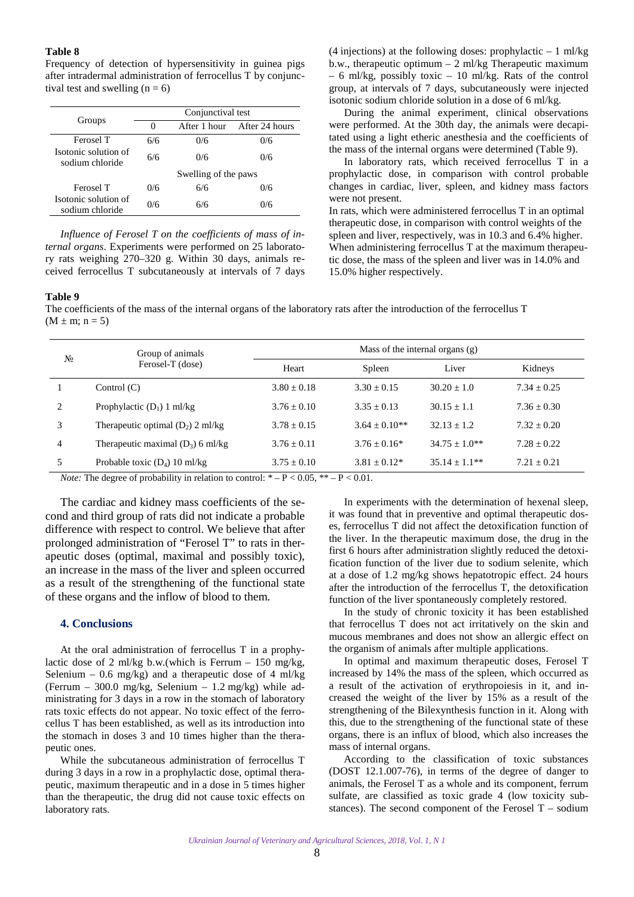**Table 8**

Frequency of detection of hypersensitivity in guinea pigs after intradermal administration of ferrocellus T by conjunctival test and swelling (n = 6)

| Groups | Conjunctival test | | |
|---|---|---|---|
| | 0 | After 1 hour | After 24 hours |
| Ferosel T | 6/6 | 0/6 | 0/6 |
| Isotonic solution of sodium chloride | 6/6 | 0/6 | 0/6 |
| | Swelling of the paws | | |
| Ferosel T | 0/6 | 6/6 | 0/6 |
| Isotonic solution of sodium chloride | 0/6 | 6/6 | 0/6 |

*Influence of Ferosel T on the coefficients of mass of internal organs*. Experiments were performed on 25 laboratory rats weighing 270–320 g. Within 30 days, animals received ferrocellus T subcutaneously at intervals of 7 days (4 injections) at the following doses: prophylactic – 1 ml/kg b.w., therapeutic optimum – 2 ml/kg Therapeutic maximum – 6 ml/kg, possibly toxic – 10 ml/kg. Rats of the control group, at intervals of 7 days, subcutaneously were injected isotonic sodium chloride solution in a dose of 6 ml/kg.

During the animal experiment, clinical observations were performed. At the 30th day, the animals were decapitated using a light etheric anesthesia and the coefficients of the mass of the internal organs were determined (Table 9).

In laboratory rats, which received ferrocellus T in a prophylactic dose, in comparison with control probable changes in cardiac, liver, spleen, and kidney mass factors were not present.

In rats, which were administered ferrocellus T in an optimal therapeutic dose, in comparison with control weights of the spleen and liver, respectively, was in 10.3 and 6.4% higher. When administering ferrocellus T at the maximum therapeutic dose, the mass of the spleen and liver was in 14.0% and 15.0% higher respectively.

**Table 9**

The coefficients of the mass of the internal organs of the laboratory rats after the introduction of the ferrocellus T (M ± m; n = 5)

| № | Group of animals Ferosel-T (dose) | Mass of the internal organs (g) | | | |
|---|---|---|---|---|---|
| | | Heart | Spleen | Liver | Kidneys |
| 1 | Control (C) | 3.80 ± 0.18 | 3.30 ± 0.15 | 30.20 ± 1.0 | 7.34 ± 0.25 |
| 2 | Prophylactic ($D_1$) 1 ml/kg | 3.76 ± 0.10 | 3.35 ± 0.13 | 30.15 ± 1.1 | 7.36 ± 0.30 |
| 3 | Therapeutic optimal ($D_2$) 2 ml/kg | 3.78 ± 0.15 | 3.64 ± 0.10** | 32.13 ± 1.2 | 7.32 ± 0.20 |
| 4 | Therapeutic maximal ($D_3$) 6 ml/kg | 3.76 ± 0.11 | 3.76 ± 0.16* | 34.75 ± 1.0** | 7.28 ± 0.22 |
| 5 | Probable toxic ($D_4$) 10 ml/kg | 3.75 ± 0.10 | 3.81 ± 0.12* | 35.14 ± 1.1** | 7.21 ± 0.21 |

*Note:* The degree of probability in relation to control: * – $P < 0.05$, ** – $P < 0.01$.

The cardiac and kidney mass coefficients of the second and third group of rats did not indicate a probable difference with respect to control. We believe that after prolonged administration of "Ferosel T" to rats in therapeutic doses (optimal, maximal and possibly toxic), an increase in the mass of the liver and spleen occurred as a result of the strengthening of the functional state of these organs and the inflow of blood to them.

## 4. Conclusions

At the oral administration of ferrocellus T in a prophylactic dose of 2 ml/kg b.w.(which is Ferrum – 150 mg/kg, Selenium – 0.6 mg/kg) and a therapeutic dose of 4 ml/kg (Ferrum – 300.0 mg/kg, Selenium – 1.2 mg/kg) while administrating for 3 days in a row in the stomach of laboratory rats toxic effects do not appear. No toxic effect of the ferrocellus T has been established, as well as its introduction into the stomach in doses 3 and 10 times higher than the therapeutic ones.

While the subcutaneous administration of ferrocellus T during 3 days in a row in a prophylactic dose, optimal therapeutic, maximum therapeutic and in a dose in 5 times higher than the therapeutic, the drug did not cause toxic effects on laboratory rats.

In experiments with the determination of hexenal sleep, it was found that in preventive and optimal therapeutic doses, ferrocellus T did not affect the detoxification function of the liver. In the therapeutic maximum dose, the drug in the first 6 hours after administration slightly reduced the detoxification function of the liver due to sodium selenite, which at a dose of 1.2 mg/kg shows hepatotropic effect. 24 hours after the introduction of the ferrocellus T, the detoxification function of the liver spontaneously completely restored.

In the study of chronic toxicity it has been established that ferrocellus T does not act irritatively on the skin and mucous membranes and does not show an allergic effect on the organism of animals after multiple applications.

In optimal and maximum therapeutic doses, Ferosel T increased by 14% the mass of the spleen, which occurred as a result of the activation of erythropoiesis in it, and increased the weight of the liver by 15% as a result of the strengthening of the Bilexynthesis function in it. Along with this, due to the strengthening of the functional state of these organs, there is an influx of blood, which also increases the mass of internal organs.

According to the classification of toxic substances (DOST 12.1.007-76), in terms of the degree of danger to animals, the Ferosel T as a whole and its component, ferrum sulfate, are classified as toxic grade 4 (low toxicity substances). The second component of the Ferosel T – sodium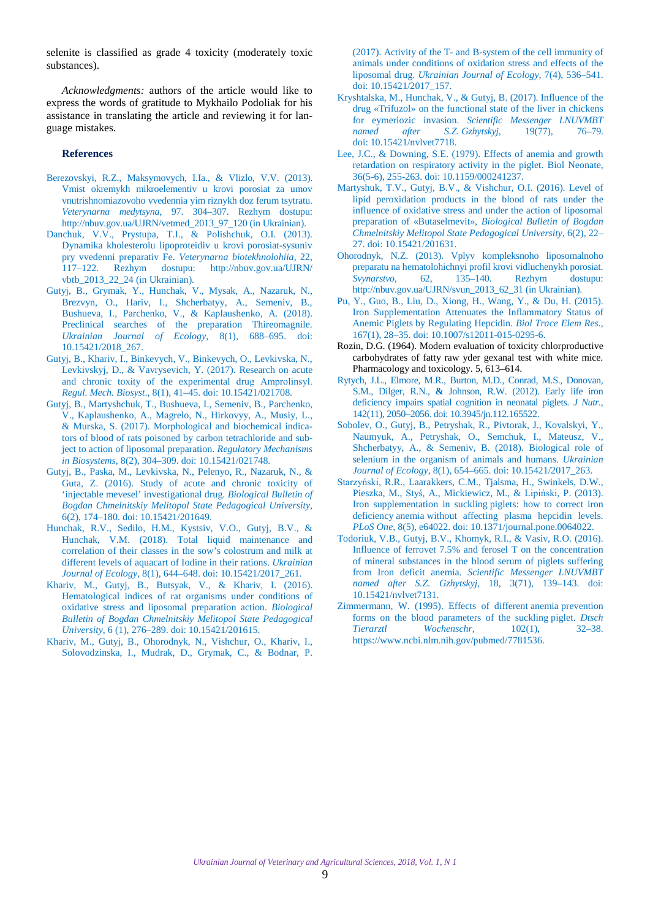selenite is classified as grade 4 toxicity (moderately toxic substances).

*Acknowledgments:* authors of the article would like to express the words of gratitude to Mykhailo Podoliak for his assistance in translating the article and reviewing it for language mistakes.

## References

Berezovskyi, R.Z., Maksymovych, I.Ia., & Vlizlo, V.V. (2013). Vmist okremykh mikroelementiv u krovi porosiat za umov vnutrishnomiazovoho vvedennia yim riznykh doz ferum tsytratu. *Veterynarna medytsyna*, 97. 304–307. Rezhym dostupu: http://nbuv.gov.ua/UJRN/vetmed_2013_97_120 (in Ukrainian).

Danchuk, V.V., Prystupa, T.I., & Polishchuk, O.I. (2013). Dynamika kholesterolu lipoproteidiv u krovi porosiat-sysuniv pry vvedenni preparativ Fe. *Veterynarna biotekhnolohiia*, 22, 117–122. Rezhym dostupu: http://nbuv.gov.ua/UJRN/vbtb_2013_22_24 (in Ukrainian).

Gutyj, B., Grymak, Y., Hunchak, V., Mysak, A., Nazaruk, N., Brezvyn, O., Hariv, I., Shcherbatyy, A., Semeniv, B., Bushueva, I., Parchenko, V., & Kaplaushenko, A. (2018). Preclinical searches of the preparation Thireomagnile. *Ukrainian Journal of Ecology*, 8(1), 688–695. doi: 10.15421/2018_267.

Gutyj, B., Khariv, I., Binkevych, V., Binkevych, O., Levkivska, N., Levkivskyj, D., & Vavrysevich, Y. (2017). Research on acute and chronic toxity of the experimental drug Amprolinsyl. *Regul. Mech. Biosyst*., 8(1), 41–45. doi: 10.15421/021708.

Gutyj, B., Martyshchuk, T., Bushueva, I., Semeniv, B., Parchenko, V., Kaplaushenko, A., Magrelo, N., Hirkovyy, A., Musiy, L., & Murska, S. (2017). Morphological and biochemical indicators of blood of rats poisoned by carbon tetrachloride and subject to action of liposomal preparation. *Regulatory Mechanisms in Biosystems*, 8(2), 304–309. doi: 10.15421/021748.

Gutyj, B., Paska, M., Levkivska, N., Pelenyo, R., Nazaruk, N., & Guta, Z. (2016). Study of acute and chronic toxicity of 'injectable mevesel' investigational drug. *Biological Bulletin of Bogdan Chmelnitskiy Melitopol State Pedagogical University*, 6(2), 174–180. doi: 10.15421/201649.

Hunchak, R.V., Sedilo, H.M., Kystsiv, V.O., Gutyj, B.V., & Hunchak, V.M. (2018). Total liquid maintenance and correlation of their classes in the sow's colostrum and milk at different levels of aquacart of Iodine in their rations. *Ukrainian Journal of Ecology*, 8(1), 644–648. doi: 10.15421/2017_261.

Khariv, M., Gutyj, B., Butsyak, V., & Khariv, I. (2016). Hematological indices of rat organisms under conditions of oxidative stress and liposomal preparation action. *Biological Bulletin of Bogdan Chmelnitskiy Melitopol State Pedagogical University*, 6 (1), 276–289. doi: 10.15421/201615.

Khariv, M., Gutyj, B., Ohorodnyk, N., Vishchur, O., Khariv, I., Solovodzinska, I., Mudrak, D., Grymak, C., & Bodnar, P. (2017). Activity of the T- and B-system of the cell immunity of animals under conditions of oxidation stress and effects of the liposomal drug. *Ukrainian Journal of Ecology*, 7(4), 536–541. doi: 10.15421/2017_157.

Kryshtalska, M., Hunchak, V., & Gutyj, B. (2017). Influence of the drug «Trifuzol» on the functional state of the liver in chickens for eymeriozic invasion. *Scientific Messenger LNUVMBT named after S.Z. Gzhytskyj*, 19(77), 76–79. doi: 10.15421/nvlvet7718.

Lee, J.C., & Downing, S.E. (1979). Effects of anemia and growth retardation on respiratory activity in the piglet. Biol Neonate, 36(5-6), 255-263. doi: 10.1159/000241237.

Martyshuk, T.V., Gutyj, B.V., & Vishchur, O.I. (2016). Level of lipid peroxidation products in the blood of rats under the influence of oxidative stress and under the action of liposomal preparation of «Butaselmevit», *Biological Bulletin of Bogdan Chmelnitskiy Melitopol State Pedagogical University*, 6(2), 22–27. doi: 10.15421/201631.

Ohorodnyk, N.Z. (2013). Vplyv kompleksnoho liposomalnoho preparatu na hematolohichnyi profil krovi vidluchenykh porosiat. *Svynarstvo*, 62, 135–140. Rezhym dostupu: http://nbuv.gov.ua/UJRN/svun_2013_62_31 (in Ukrainian).

Pu, Y., Guo, B., Liu, D., Xiong, H., Wang, Y., & Du, H. (2015). Iron Supplementation Attenuates the Inflammatory Status of Anemic Piglets by Regulating Hepcidin. *Biol Trace Elem Res*., 167(1), 28–35. doi: 10.1007/s12011-015-0295-6.

Rozin, D.G. (1964). Modern evaluation of toxicity chlorproductive carbohydrates of fatty raw yder gexanal test with white mice. Pharmacology and toxicology. 5, 613–614.

Rytych, J.L., Elmore, M.R., Burton, M.D., Conrad, M.S., Donovan, S.M., Dilger, R.N., & Johnson, R.W. (2012). Early life iron deficiency impairs spatial cognition in neonatal piglets. *J Nutr*., 142(11), 2050–2056. doi: 10.3945/jn.112.165522.

Sobolev, O., Gutyj, B., Petryshak, R., Pivtorak, J., Kovalskyi, Y., Naumyuk, A., Petryshak, O., Semchuk, I., Mateusz, V., Shcherbatyy, A., & Semeniv, B. (2018). Biological role of selenium in the organism of animals and humans. *Ukrainian Journal of Ecology*, 8(1), 654–665. doi: 10.15421/2017_263.

Starzyński, R.R., Laarakkers, C.M., Tjalsma, H., Swinkels, D.W., Pieszka, M., Styś, A., Mickiewicz, M., & Lipiński, P. (2013). Iron supplementation in suckling piglets: how to correct iron deficiency anemia without affecting plasma hepcidin levels. *PLoS One*, 8(5), e64022. doi: 10.1371/journal.pone.0064022.

Todoriuk, V.B., Gutyj, B.V., Khomyk, R.I., & Vasiv, R.O. (2016). Influence of ferrovet 7.5% and ferosel T on the concentration of mineral substances in the blood serum of piglets suffering from Iron deficit anemia. *Scientific Messenger LNUVMBT named after S.Z. Gzhytskyj*, 18, 3(71), 139–143. doi: 10.15421/nvlvet7131.

Zimmermann, W. (1995). Effects of different anemia prevention forms on the blood parameters of the suckling piglet. *Dtsch Tierarztl Wochenschr*, 102(1), 32–38. https://www.ncbi.nlm.nih.gov/pubmed/7781536.